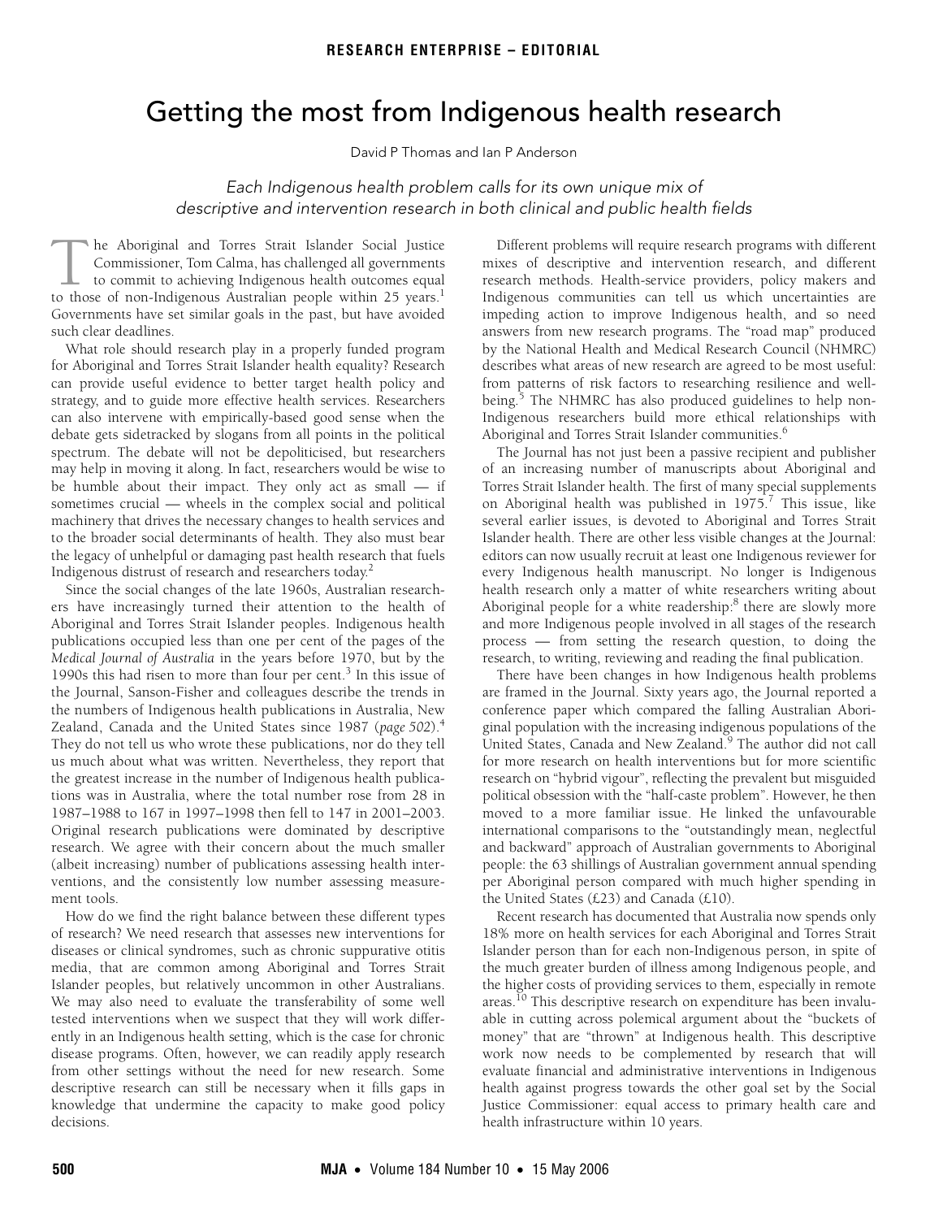RESEARCH ENTERPRISE – EDITORIAL

# Getting the most from Indigenous health research

David P Thomas and Ian P Anderson

*Each Indigenous health problem calls for its own unique mix of descriptive and intervention research in both clinical and public health fields*

The Aboriginal and Torres Strait Islander Social Justice Commissioner, Tom Calma, has challenged all governments to commit to achieving Indigenous health outcomes equal to those of non-Indigenous Australian people within 25 years.[1] Governments have set similar goals in the past, but have avoided such clear deadlines.

What role should research play in a properly funded program for Aboriginal and Torres Strait Islander health equality? Research can provide useful evidence to better target health policy and strategy, and to guide more effective health services. Researchers can also intervene with empirically-based good sense when the debate gets sidetracked by slogans from all points in the political spectrum. The debate will not be depoliticised, but researchers may help in moving it along. In fact, researchers would be wise to be humble about their impact. They only act as small — if sometimes crucial — wheels in the complex social and political machinery that drives the necessary changes to health services and to the broader social determinants of health. They also must bear the legacy of unhelpful or damaging past health research that fuels Indigenous distrust of research and researchers today.[2]

Since the social changes of the late 1960s, Australian researchers have increasingly turned their attention to the health of Aboriginal and Torres Strait Islander peoples. Indigenous health publications occupied less than one per cent of the pages of the *Medical Journal of Australia* in the years before 1970, but by the 1990s this had risen to more than four per cent.[3] In this issue of the Journal, Sanson-Fisher and colleagues describe the trends in the numbers of Indigenous health publications in Australia, New Zealand, Canada and the United States since 1987 (*page 502*).[4] They do not tell us who wrote these publications, nor do they tell us much about what was written. Nevertheless, they report that the greatest increase in the number of Indigenous health publications was in Australia, where the total number rose from 28 in 1987–1988 to 167 in 1997–1998 then fell to 147 in 2001–2003. Original research publications were dominated by descriptive research. We agree with their concern about the much smaller (albeit increasing) number of publications assessing health interventions, and the consistently low number assessing measurement tools.

How do we find the right balance between these different types of research? We need research that assesses new interventions for diseases or clinical syndromes, such as chronic suppurative otitis media, that are common among Aboriginal and Torres Strait Islander peoples, but relatively uncommon in other Australians. We may also need to evaluate the transferability of some well tested interventions when we suspect that they will work differently in an Indigenous health setting, which is the case for chronic disease programs. Often, however, we can readily apply research from other settings without the need for new research. Some descriptive research can still be necessary when it fills gaps in knowledge that undermine the capacity to make good policy decisions.

Different problems will require research programs with different mixes of descriptive and intervention research, and different research methods. Health-service providers, policy makers and Indigenous communities can tell us which uncertainties are impeding action to improve Indigenous health, and so need answers from new research programs. The "road map" produced by the National Health and Medical Research Council (NHMRC) describes what areas of new research are agreed to be most useful: from patterns of risk factors to researching resilience and well-being.[5] The NHMRC has also produced guidelines to help non-Indigenous researchers build more ethical relationships with Aboriginal and Torres Strait Islander communities.[6]

The Journal has not just been a passive recipient and publisher of an increasing number of manuscripts about Aboriginal and Torres Strait Islander health. The first of many special supplements on Aboriginal health was published in 1975.[7] This issue, like several earlier issues, is devoted to Aboriginal and Torres Strait Islander health. There are other less visible changes at the Journal: editors can now usually recruit at least one Indigenous reviewer for every Indigenous health manuscript. No longer is Indigenous health research only a matter of white researchers writing about Aboriginal people for a white readership:[8] there are slowly more and more Indigenous people involved in all stages of the research process — from setting the research question, to doing the research, to writing, reviewing and reading the final publication.

There have been changes in how Indigenous health problems are framed in the Journal. Sixty years ago, the Journal reported a conference paper which compared the falling Australian Aboriginal population with the increasing indigenous populations of the United States, Canada and New Zealand.[9] The author did not call for more research on health interventions but for more scientific research on "hybrid vigour", reflecting the prevalent but misguided political obsession with the "half-caste problem". However, he then moved to a more familiar issue. He linked the unfavourable international comparisons to the "outstandingly mean, neglectful and backward" approach of Australian governments to Aboriginal people: the 63 shillings of Australian government annual spending per Aboriginal person compared with much higher spending in the United States (£23) and Canada (£10).

Recent research has documented that Australia now spends only 18% more on health services for each Aboriginal and Torres Strait Islander person than for each non-Indigenous person, in spite of the much greater burden of illness among Indigenous people, and the higher costs of providing services to them, especially in remote areas.[10] This descriptive research on expenditure has been invaluable in cutting across polemical argument about the "buckets of money" that are "thrown" at Indigenous health. This descriptive work now needs to be complemented by research that will evaluate financial and administrative interventions in Indigenous health against progress towards the other goal set by the Social Justice Commissioner: equal access to primary health care and health infrastructure within 10 years.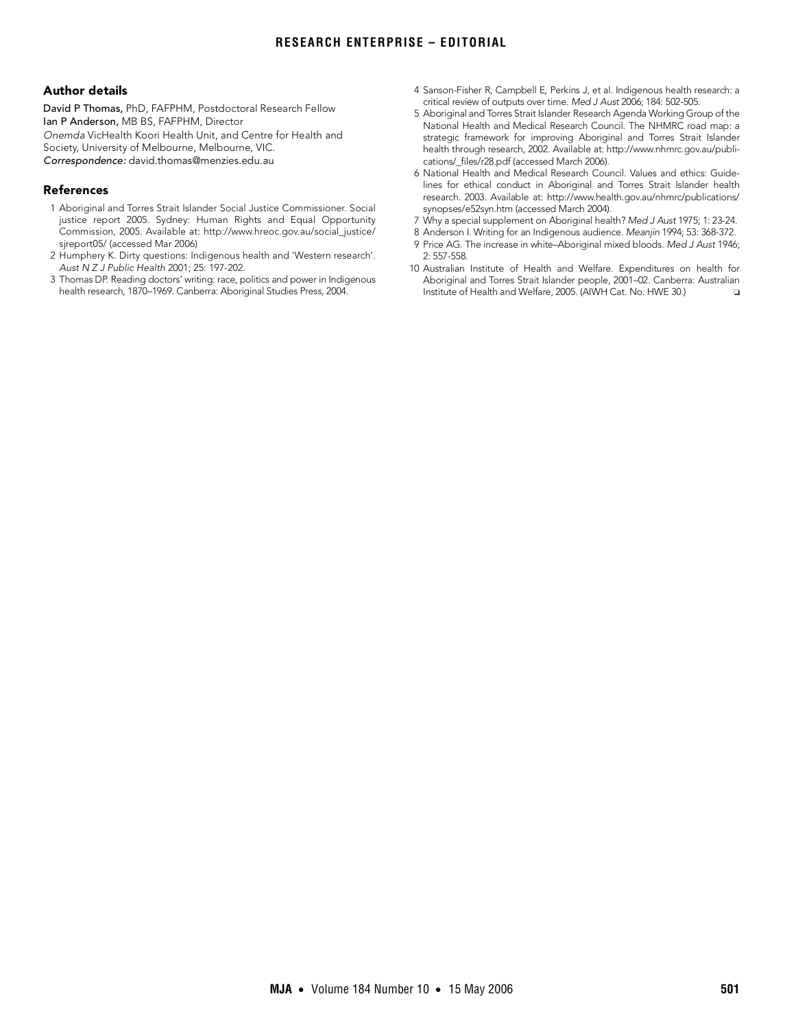## Author details

**David P Thomas,** PhD, FAFPHM, Postdoctoral Research Fellow
**Ian P Anderson,** MB BS, FAFPHM, Director
*Onemda* VicHealth Koori Health Unit, and Centre for Health and Society, University of Melbourne, Melbourne, VIC.
*Correspondence:* david.thomas@menzies.edu.au

## References

1. Aboriginal and Torres Strait Islander Social Justice Commissioner. Social justice report 2005. Sydney: Human Rights and Equal Opportunity Commission, 2005. Available at: http://www.hreoc.gov.au/social_justice/sjreport05/ (accessed Mar 2006)
2. Humphery K. Dirty questions: Indigenous health and 'Western research'. *Aust N Z J Public Health* 2001; 25: 197-202.
3. Thomas DP. Reading doctors' writing: race, politics and power in Indigenous health research, 1870–1969. Canberra: Aboriginal Studies Press, 2004.
4. Sanson-Fisher R, Campbell E, Perkins J, et al. Indigenous health research: a critical review of outputs over time. *Med J Aust* 2006; 184: 502-505.
5. Aboriginal and Torres Strait Islander Research Agenda Working Group of the National Health and Medical Research Council. The NHMRC road map: a strategic framework for improving Aboriginal and Torres Strait Islander health through research, 2002. Available at: http://www.nhmrc.gov.au/publications/_files/r28.pdf (accessed March 2006).
6. National Health and Medical Research Council. Values and ethics: Guidelines for ethical conduct in Aboriginal and Torres Strait Islander health research. 2003. Available at: http://www.health.gov.au/nhmrc/publications/synopses/e52syn.htm (accessed March 2004).
7. Why a special supplement on Aboriginal health? *Med J Aust* 1975; 1: 23-24.
8. Anderson I. Writing for an Indigenous audience. *Meanjin* 1994; 53: 368-372.
9. Price AG. The increase in white–Aboriginal mixed bloods. *Med J Aust* 1946; 2: 557-558.
10. Australian Institute of Health and Welfare. Expenditures on health for Aboriginal and Torres Strait Islander people, 2001–02. Canberra: Australian Institute of Health and Welfare, 2005. (AIWH Cat. No. HWE 30.)